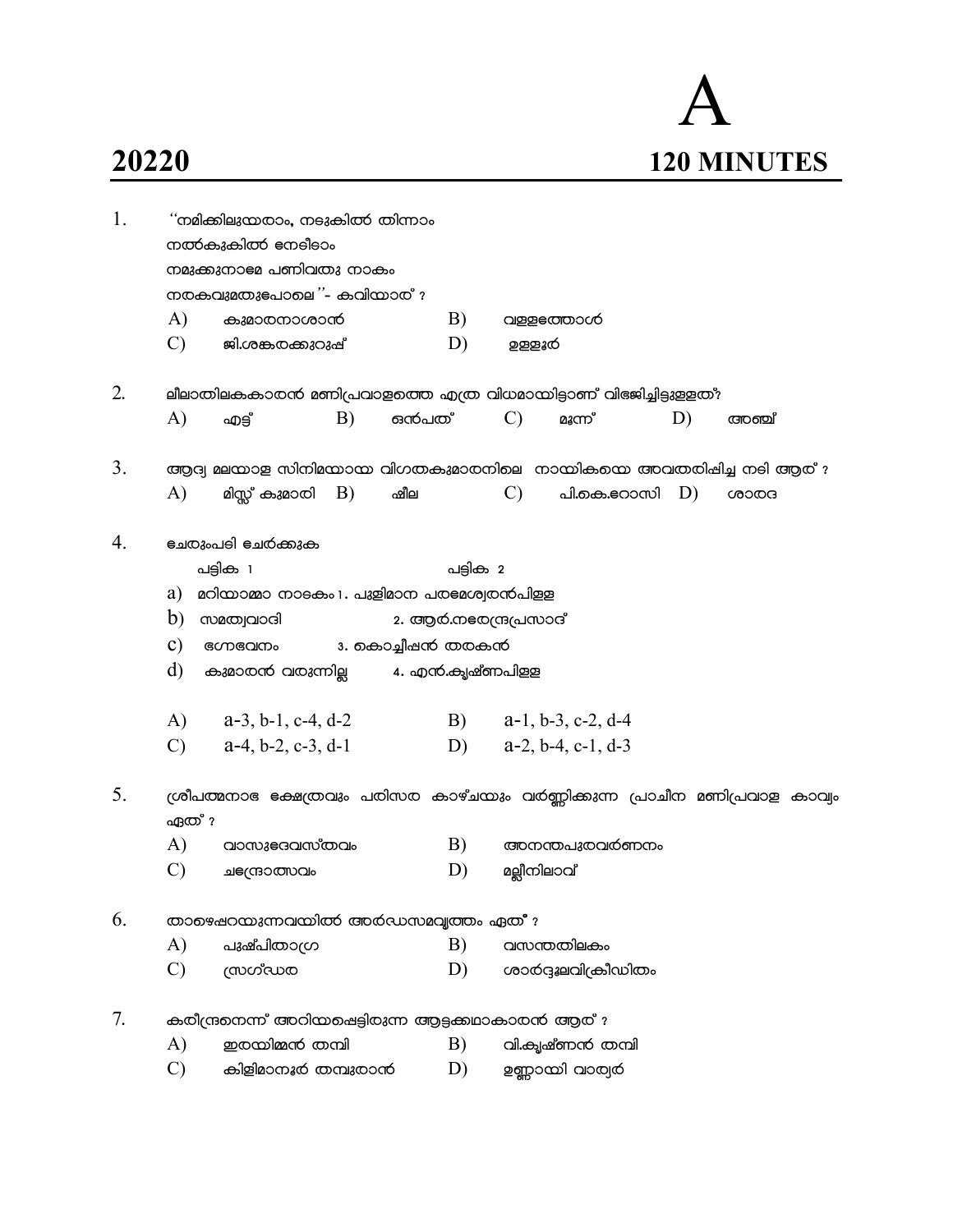# 20220

**A**

**120 MINUTES**

1. "നമിക്കിലുയരാം, നടുകിൽ തിന്നാം
   നൽകുകിൽ നേടീടാം
   നമുക്കുനാമേ പണിവതു നാകം
   നരകവുമതുപോലെ"- കവിയാര് ?
   - A) കുമാരനാശാൻ
   - B) വള്ളത്തോൾ
   - C) ജി.ശങ്കരക്കുറുപ്പ്
   - D) ഉള്ളൂർ

2. ലീലാതിലകകാരൻ മണിപ്രവാളത്തെ എത്ര വിധമായിട്ടാണ് വിഭജിച്ചിട്ടുള്ളത്?
   - A) എട്ട്
   - B) ഒൻപത്
   - C) മൂന്ന്
   - D) അഞ്ച്

3. ആദ്യ മലയാള സിനിമയായ വിഗതകുമാരനിലെ നായികയെ അവതരിപ്പിച്ച നടി ആര് ?
   - A) മിസ്സ് കുമാരി
   - B) ഷീല
   - C) പി.കെ.റോസി
   - D) ശാരദ

4. ചേരുംപടി ചേർക്കുക

   | പട്ടിക 1 | പട്ടിക 2 |
   |---|---|
   | a) മറിയാമ്മ നാടകം | 1. പുളിമാന പരമേശ്വരൻപിള്ള |
   | b) സമത്വവാദി | 2. ആർ.നരേന്ദ്രപ്രസാദ് |
   | c) ഭഗ്നഭവനം | 3. കൊച്ചീപ്പൻ തരകൻ |
   | d) കുമാരൻ വരുന്നില്ല | 4. എൻ.കൃഷ്ണപിള്ള |

   - A) a-3, b-1, c-4, d-2
   - B) a-1, b-3, c-2, d-4
   - C) a-4, b-2, c-3, d-1
   - D) a-2, b-4, c-1, d-3

5. ശ്രീപത്മനാഭ ക്ഷേത്രവും പരിസര കാഴ്ചയും വർണ്ണിക്കുന്ന പ്രാചീന മണിപ്രവാള കാവ്യം ഏത് ?
   - A) വാസുദേവസ്തവം
   - B) അനന്തപുരവർണനം
   - C) ചന്ദ്രോത്സവം
   - D) മല്ലീനിലാവ്

6. താഴെപറയുന്നവയിൽ അർദ്ധസമവൃത്തം ഏത് ?
   - A) പുഷ്പിതാഗ്ര
   - B) വസന്തതിലകം
   - C) സ്രഗ്ദ്ധര
   - D) ശാർദ്ദൂലവിക്രീഡിതം

7. കവീന്ദ്രനെന്ന് അറിയപ്പെട്ടിരുന്ന ആട്ടക്കഥാകാരൻ ആര് ?
   - A) ഇരയിമ്മൻ തമ്പി
   - B) വി.കൃഷ്ണൻ തമ്പി
   - C) കിളിമാനൂർ തമ്പുരാൻ
   - D) ഉണ്ണായി വാര്യർ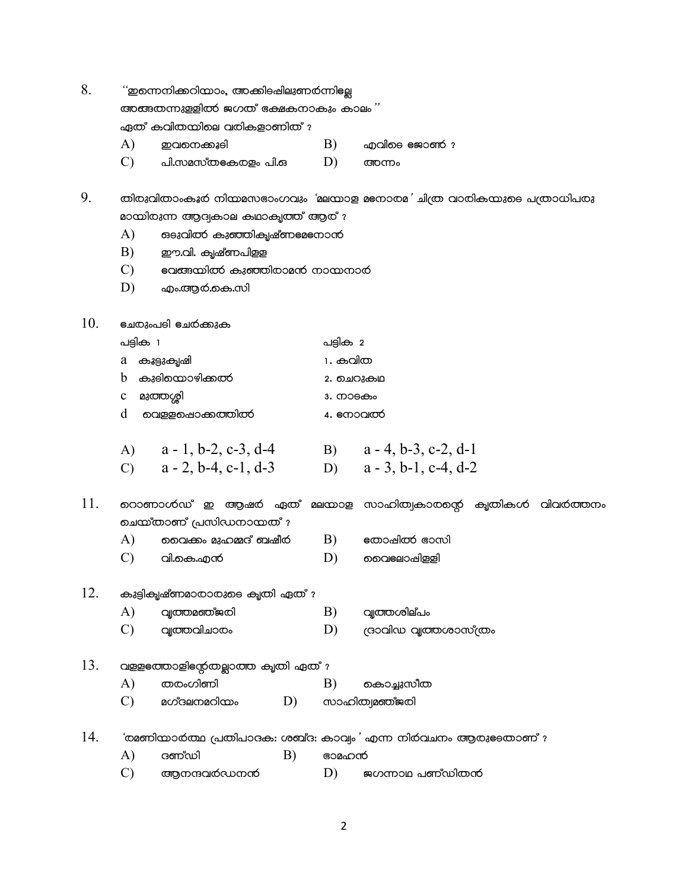8. "ഇന്നെനിക്കറിയാം, അക്കിടഷിലുണർന്നില്ലേ
അങ്ങതന്നുള്ളിൽ ജഗത് ഭക്ഷകനാകും കാലം"
ഏത് കവിതയിലെ വരികളാണിത് ?

A) ഇവനെക്കൂടി
B) എവിടെ ജോൺ ?
C) പി.സമസ്തകേരളം പി.ഒ
D) അന്നം

9. തിരുവിതാംകൂർ നിയമസഭാംഗവും 'മലയാള മനോരമ' ചിത്ര വാരികയുടെ പത്രാധിപരുമായിരുന്ന ആദ്യകാല കഥാകൃത്ത് ആര് ?

A) ഒടുവിൽ കുഞ്ഞികൃഷ്ണമേനോൻ
B) ഈ.വി. കൃഷ്ണപിള്ള
C) വേങ്ങയിൽ കുഞ്ഞിരാമൻ നായനാർ
D) എം.ആർ.കെ.സി

10. ചേരുംപടി ചേർക്കുക

| പട്ടിക 1 | പട്ടിക 2 |
|---|---|
| a കൂട്ടുകൃഷി | 1. കവിത |
| b കുടിയൊഴിക്കൽ | 2. ചെറുകഥ |
| c മുത്തശ്ശി | 3. നാടകം |
| d വെള്ളപ്പൊക്കത്തിൽ | 4. നോവൽ |

A) a - 1, b-2, c-3, d-4
B) a - 4, b-3, c-2, d-1
C) a - 2, b-4, c-1, d-3
D) a - 3, b-1, c-4, d-2

11. റൊണാൾഡ് ഇ ആഷർ ഏത് മലയാള സാഹിത്യകാരന്റെ കൃതികൾ വിവർത്തനം ചെയ്താണ് പ്രസിദ്ധനായത് ?

A) വൈക്കം മുഹമ്മദ് ബഷീർ
B) തോപ്പിൽ ഭാസി
C) വി.കെ.എൻ
D) വൈലോപ്പിള്ളി

12. കുട്ടികൃഷ്ണമാരാരുടെ കൃതി ഏത് ?

A) വൃത്തമഞ്ജരി
B) വൃത്തശില്പം
C) വൃത്തവിചാരം
D) ദ്രാവിഡ വൃത്തശാസ്ത്രം

13. വള്ളത്തോളിന്റേതല്ലാത്ത കൃതി ഏത് ?

A) തരംഗിണി
B) കൊച്ചുസീത
C) മഗ്ദലനമറിയം
D) സാഹിത്യമഞ്ജരി

14. 'രമണീയാർത്ഥ പ്രതിപാദകഃ ശബ്ദഃ കാവ്യം' എന്ന നിർവചനം ആരുടേതാണ് ?

A) ദണ്ഡി
B) ഭാമഹൻ
C) ആനന്ദവർദ്ധനൻ
D) ജഗന്നാഥ പണ്ഡിതൻ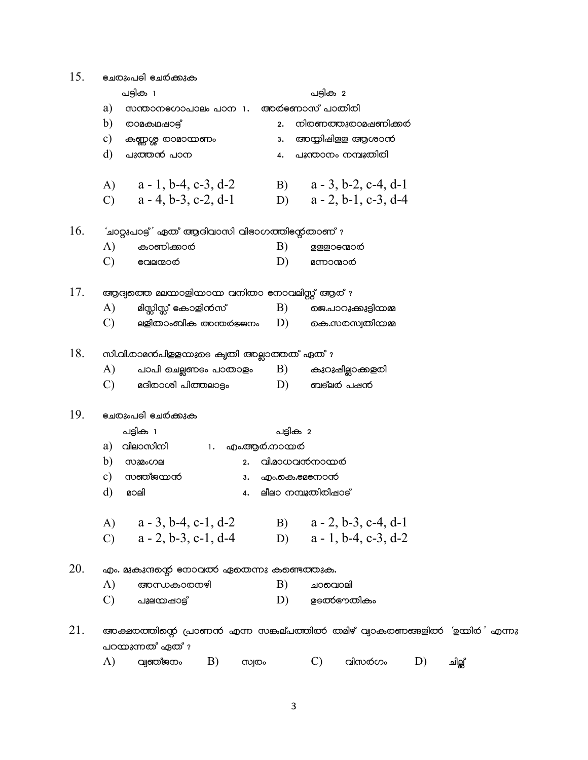15. ചേരുംപടി ചേർക്കുക

| പട്ടിക 1 | പട്ടിക 2 |
|---|---|
| a) സന്താനഗോപാലം പാന | 1. അർണോസ് പാതിരി |
| b) രാമകഥപ്പാട്ട് | 2. നിരണത്തുരാമപ്പണിക്കർ |
| c) കണ്ണശ്ശ രാമായണം | 3. അയ്യിപ്പിള്ള ആശാൻ |
| d) പുത്തൻ പാന | 4. പൂന്താനം നമ്പൂതിരി |

A) a - 1, b-4, c-3, d-2　　B) a - 3, b-2, c-4, d-1

C) a - 4, b-3, c-2, d-1　　D) a - 2, b-1, c-3, d-4

16. 'ചാറ്റുപാട്ട്' ഏത് ആദിവാസി വിഭാഗത്തിന്റേതാണ് ?

A) കാണിക്കാർ　　B) ഉള്ളാടന്മാർ

C) വേലന്മാർ　　D) മന്നാന്മാർ

17. ആദ്യത്തെ മലയാളിയായ വനിതാ നോവലിസ്റ്റ് ആര് ?

A) മിസ്സിസ്സ് കോളിൻസ്　　B) ജെ.പാറുക്കുട്ടിയമ്മ

C) ലളിതാംബിക അന്തർജ്ജനം　　D) കെ.സരസ്വതിയമ്മ

18. സി.വി.രാമൻപിള്ളയുടെ കൃതി അല്ലാത്തത് ഏത് ?

A) പാപി ചെല്ലണം പാതാളം　　B) കുറുപ്പില്ലാക്കളരി

C) മദിരാശി പിത്തലാട്ടം　　D) ബട്‌ലർ പപ്പൻ

19. ചേരുംപടി ചേർക്കുക

| പട്ടിക 1 | പട്ടിക 2 |
|---|---|
| a) വിലാസിനി | 1. എം.ആർ.നായർ |
| b) സുമംഗല | 2. വി.മാധവൻനായർ |
| c) സഞ്ജയൻ | 3. എം.കെ.മേനോൻ |
| d) മാലി | 4. ലീലാ നമ്പൂതിരിപ്പാട് |

A) a - 3, b-4, c-1, d-2　　B) a - 2, b-3, c-4, d-1

C) a - 2, b-3, c-1, d-4　　D) a - 1, b-4, c-3, d-2

20. എം. മുകുന്ദന്റെ നോവൽ ഏതെന്നു കണ്ടെത്തുക.

A) അന്ധകാരനഴി　　B) ചാവൊലി

C) പുലയപ്പാട്ട്　　D) ഉടൽഭൗതികം

21. അക്ഷരത്തിന്റെ പ്രാണൻ എന്ന സങ്കല്പത്തിൽ തമിഴ് വ്യാകരണങ്ങളിൽ 'ഉയിർ' എന്നു പറയുന്നത് ഏത് ?

A) വ്യഞ്ജനം　　B) സ്വരം　　C) വിസർഗം　　D) ചില്ല്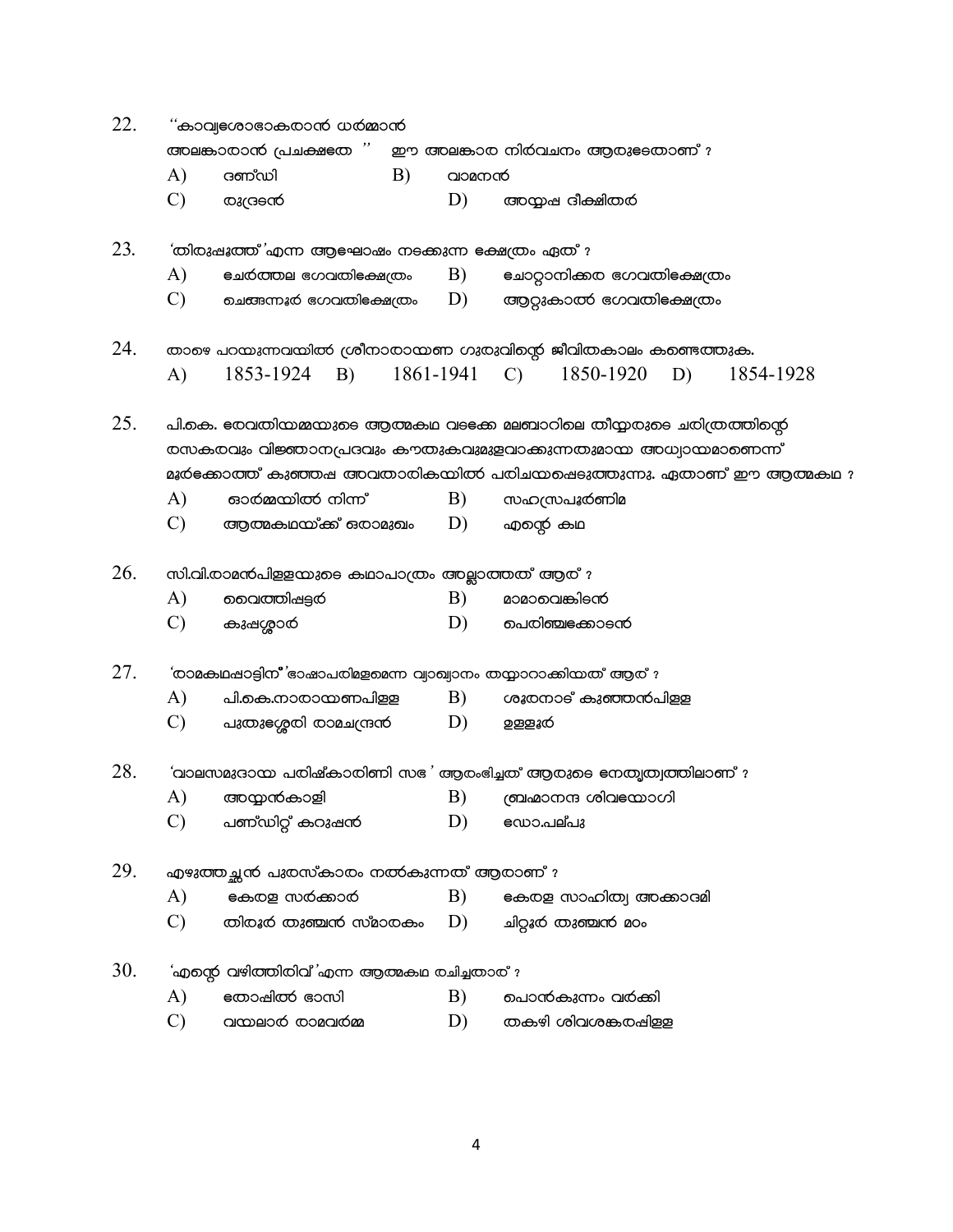22. "കാവ്യശോഭാകരാൻ ധർമ്മാൻ
അലങ്കാരാൻ പ്രചക്ഷതേ " ഈ അലങ്കാര നിർവചനം ആരുടെതാണ് ?

A) ദണ്ഡി B) വാമനൻ
C) രുദ്രടൻ D) അപ്പയ്യ ദീക്ഷിതർ

23. 'തിരുപ്പൂത്ത്' എന്ന ആഘോഷം നടക്കുന്ന ക്ഷേത്രം ഏത് ?

A) ചേർത്തല ഭഗവതിക്ഷേത്രം B) ചോറ്റാനിക്കര ഭഗവതിക്ഷേത്രം
C) ചെങ്ങന്നൂർ ഭഗവതിക്ഷേത്രം D) ആറ്റുകാൽ ഭഗവതിക്ഷേത്രം

24. താഴെ പറയുന്നവയിൽ ശ്രീനാരായണ ഗുരുവിന്റെ ജീവിതകാലം കണ്ടെത്തുക.

A) 1853-1924 B) 1861-1941 C) 1850-1920 D) 1854-1928

25. പി.കെ. രേവതിയമ്മയുടെ ആത്മകഥ വടക്കേ മലബാറിലെ തീയ്യരുടെ ചരിത്രത്തിന്റെ രസകരവും വിജ്ഞാനപ്രദവും കൗതുകവുമുളവാക്കുന്നതുമായ അധ്യായമാണെന്ന് മൂർക്കോത്ത് കുഞ്ഞപ്പ അവതാരികയിൽ പരിചയപ്പെടുത്തുന്നു. ഏതാണ് ഈ ആത്മകഥ ?

A) ഓർമ്മയിൽ നിന്ന് B) സഹസ്രപൂർണിമ
C) ആത്മകഥയ്ക്ക് ഒരാമുഖം D) എന്റെ കഥ

26. സി.വി.രാമൻപിള്ളയുടെ കഥാപാത്രം അല്ലാത്തത് ആര് ?

A) വൈത്തിപ്പട്ടർ B) മാമാവെങ്കിടൻ
C) കുപ്പശ്ശാർ D) പെരിഞ്ചക്കോടൻ

27. 'രാമകഥപ്പാട്ടിന്' ഭാഷാപരിമളമെന്ന വ്യാഖ്യാനം തയ്യാറാക്കിയത് ആര് ?

A) പി.കെ.നാരായണപിള്ള B) ശൂരനാട് കുഞ്ഞൻപിള്ള
C) പുതുശ്ശേരി രാമചന്ദ്രൻ D) ഉള്ളൂർ

28. 'വാലസമുദായ പരിഷ്കാരിണി സഭ ' ആരംഭിച്ചത് ആരുടെ നേതൃത്വത്തിലാണ് ?

A) അയ്യൻകാളി B) ബ്രഹ്മാനന്ദ ശിവയോഗി
C) പണ്ഡിറ്റ് കറുപ്പൻ D) ഡോ.പല്പു

29. എഴുത്തച്ഛൻ പുരസ്കാരം നൽകുന്നത് ആരാണ് ?

A) കേരള സർക്കാർ B) കേരള സാഹിത്യ അക്കാദമി
C) തിരൂർ തുഞ്ചൻ സ്മാരകം D) ചിറ്റൂർ തുഞ്ചൻ മഠം

30. 'എന്റെ വഴിത്തിരിവ്' എന്ന ആത്മകഥ രചിച്ചതാര് ?

A) തോപ്പിൽ ഭാസി B) പൊൻകുന്നം വർക്കി
C) വയലാർ രാമവർമ്മ D) തകഴി ശിവശങ്കരപ്പിള്ള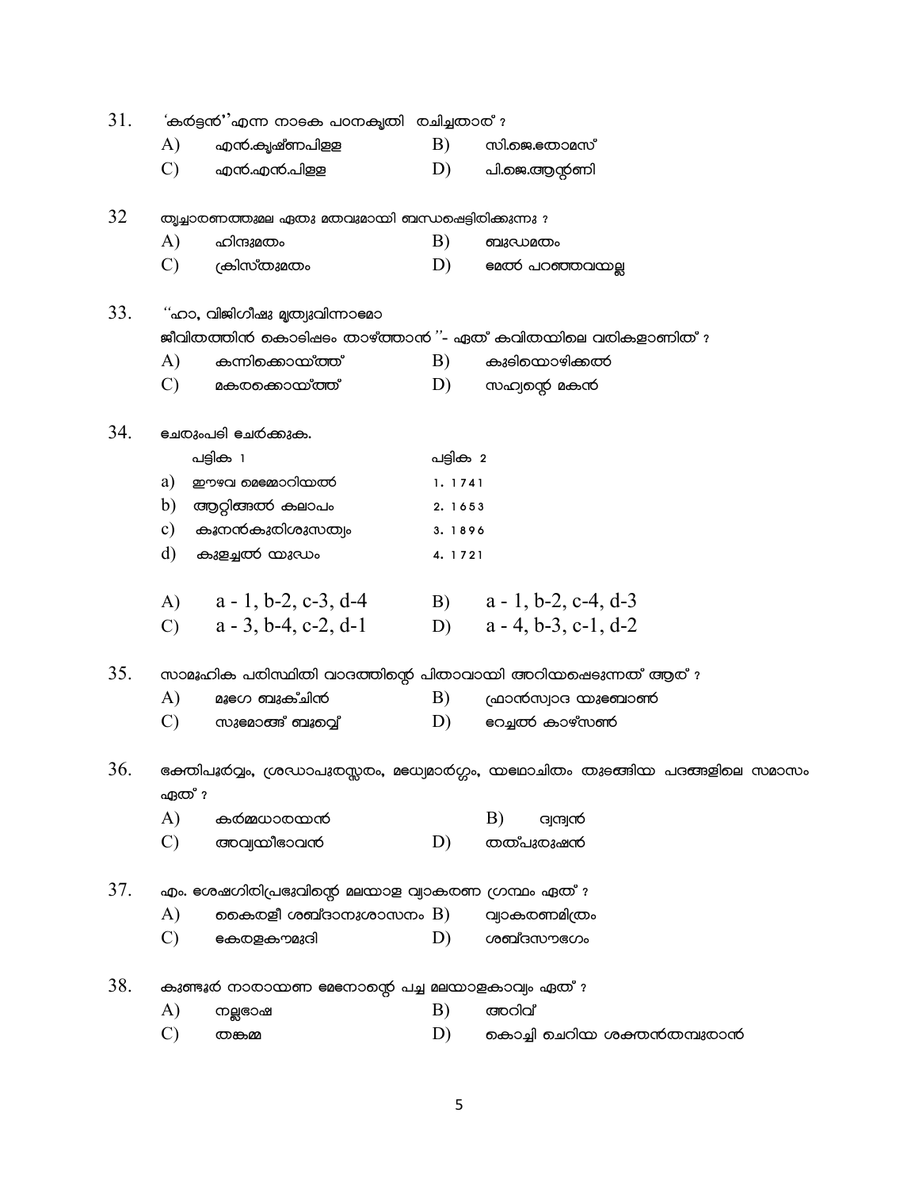31. 'കർട്ടൻ''എന്ന നാടക പഠനകൃതി രചിച്ചതാര് ?

A) എൻ.കൃഷ്ണപിള്ള
B) സി.ജെ.തോമസ്
C) എൻ.എൻ.പിള്ള
D) പി.ജെ.ആന്റണി

32 തൃച്ചാരണത്തുമല ഏതു മതവുമായി ബന്ധപ്പെട്ടിരിക്കുന്നു ?

A) ഹിന്ദുമതം
B) ബുദ്ധമതം
C) ക്രിസ്തുമതം
D) മേൽ പറഞ്ഞവയല്ല

33. ''ഹാ, വിജിഗീഷു മൃത്യുവിന്നാമോ
ജീവിതത്തിൻ കൊടിപ്പടം താഴ്ത്താൻ ''- ഏത് കവിതയിലെ വരികളാണിത് ?

A) കന്നിക്കൊയ്ത്ത്
B) കുടിയൊഴിക്കൽ
C) മകരക്കൊയ്ത്ത്
D) സഹ്യന്റെ മകൻ

34. ചേരുംപടി ചേർക്കുക.

| പട്ടിക 1 | പട്ടിക 2 |
|---|---|
| a) ഈഴവ മെമ്മോറിയൽ | 1. 1741 |
| b) ആറ്റിങ്ങൽ കലാപം | 2. 1653 |
| c) കൂനൻകുരിശുസത്യം | 3. 1896 |
| d) കുളച്ചൽ യുദ്ധം | 4. 1721 |

A) a - 1, b-2, c-3, d-4
B) a - 1, b-2, c-4, d-3
C) a - 3, b-4, c-2, d-1
D) a - 4, b-3, c-1, d-2

35. സാമൂഹിക പരിസ്ഥിതി വാദത്തിന്റെ പിതാവായി അറിയപ്പെടുന്നത് ആര് ?

A) മുറേ ബുക്ചിൻ
B) ഫ്രാൻസ്വാദ യുബോൺ
C) സുമോങ്ങ് ബൂവ്വെ
D) റേച്ചൽ കാഴ്സൺ

36. ഭക്തിപൂർവ്വം, ശ്രദ്ധാപുരസ്സരം, മധ്യമാർഗ്ഗം, യഥോചിതം തുടങ്ങിയ പദങ്ങളിലെ സമാസം ഏത് ?

A) കർമ്മധാരയൻ
B) ദ്വന്ദ്വൻ
C) അവ്യയീഭാവൻ
D) തത്പുരുഷൻ

37. എം. ശേഷഗിരിപ്രഭുവിന്റെ മലയാള വ്യാകരണ ഗ്രന്ഥം ഏത് ?

A) കൈരളീ ശബ്ദാനുശാസനം
B) വ്യാകരണമിത്രം
C) കേരളകൗമുദി
D) ശബ്ദസൗഭഗം

38. കുണ്ടൂർ നാരായണ മേനോന്റെ പച്ച മലയാളകാവ്യം ഏത് ?

A) നല്ലഭാഷ
B) അറിവ്
C) തങ്കമ്മ
D) കൊച്ചി ചെറിയ ശക്തൻതമ്പുരാൻ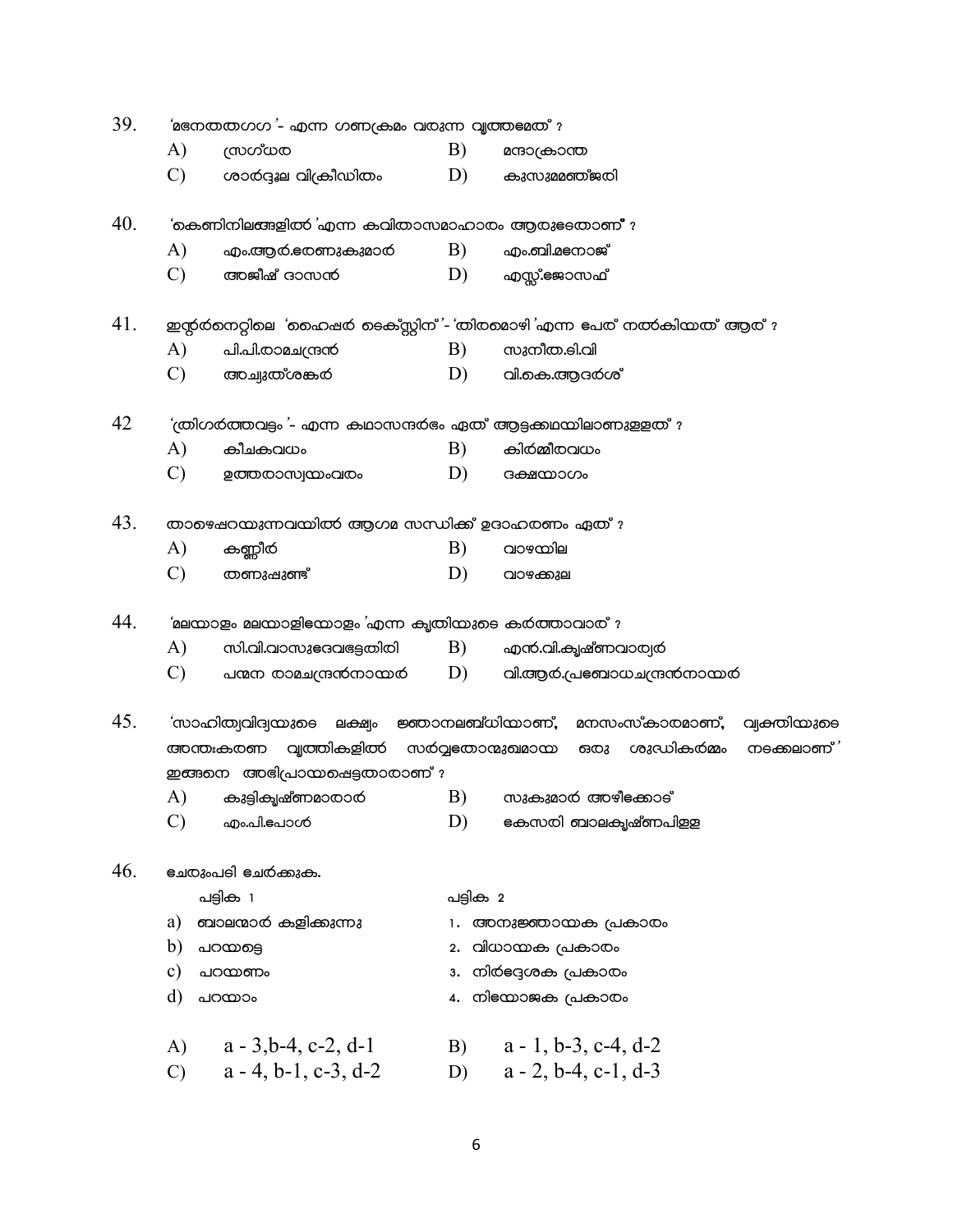39. 'മഭനതതഗഗ'- എന്ന ഗണക്രമം വരുന്ന വൃത്തമേത് ?

A) സ്രഗ്ധര  B) മന്ദാക്രാന്ത

C) ശാർദ്ദൂല വിക്രീഡിതം  D) കുസുമമഞ്ജരി

40. 'കെണിനിലങ്ങളിൽ'എന്ന കവിതാസമാഹാരം ആരുടേതാണ് ?

A) എം.ആർ.രേണുകുമാർ  B) എം.ബി.മനോജ്

C) അജീഷ് ദാസൻ  D) എസ്സ്.ജോസഫ്

41. ഇന്റർനെറ്റിലെ 'ഹൈപ്പർ ടെക്സ്റ്റിന്'- 'തിരമൊഴി'എന്ന പേര് നൽകിയത് ആര് ?

A) പി.പി.രാമചന്ദ്രൻ  B) സുനീത.ടി.വി

C) അച്യുത്ശങ്കർ  D) വി.കെ.ആദർശ്

42 'ത്രിഗർത്തവട്ടം'- എന്ന കഥാസന്ദർഭം ഏത് ആട്ടക്കഥയിലാണുള്ളത് ?

A) കീചകവധം  B) കിർമ്മീരവധം

C) ഉത്തരാസ്വയംവരം  D) ദക്ഷയാഗം

43. താഴെപ്പറയുന്നവയിൽ ആഗമ സന്ധിക്ക് ഉദാഹരണം ഏത് ?

A) കണ്ണീർ  B) വാഴയില

C) തണുപ്പുണ്ട്  D) വാഴക്കുല

44. 'മലയാളം മലയാളിയോളം'എന്ന കൃതിയുടെ കർത്താവാര് ?

A) സി.വി.വാസുദേവഭട്ടതിരി  B) എൻ.വി.കൃഷ്ണവാര്യർ

C) പന്മന രാമചന്ദ്രൻനായർ  D) വി.ആർ.പ്രബോധചന്ദ്രൻനായർ

45. 'സാഹിത്യവിദ്യയുടെ ലക്ഷ്യം ജ്ഞാനലബ്ധിയാണ്, മനസംസ്കാരമാണ്, വ്യക്തിയുടെ അന്തഃകരണ വൃത്തികളിൽ സർവ്വതോന്മുഖമായ ഒരു ശുദ്ധികർമ്മം നടക്കലാണ്' ഇങ്ങനെ അഭിപ്രായപ്പെട്ടതാരാണ് ?

A) കുട്ടികൃഷ്ണമാരാർ  B) സുകുമാർ അഴീക്കോട്

C) എം.പി.പോൾ  D) കേസരി ബാലകൃഷ്ണപിള്ള

46. ചേരുംപടി ചേർക്കുക.

| പട്ടിക 1 | പട്ടിക 2 |
|---|---|
| a) ബാലന്മാർ കളിക്കുന്നു | 1. അനുജ്ഞായക പ്രകാരം |
| b) പറയട്ടെ | 2. വിധായക പ്രകാരം |
| c) പറയണം | 3. നിർദ്ദേശക പ്രകാരം |
| d) പറയാം | 4. നിയോജക പ്രകാരം |

A) a - 3,b-4, c-2, d-1  B) a - 1, b-3, c-4, d-2

C) a - 4, b-1, c-3, d-2  D) a - 2, b-4, c-1, d-3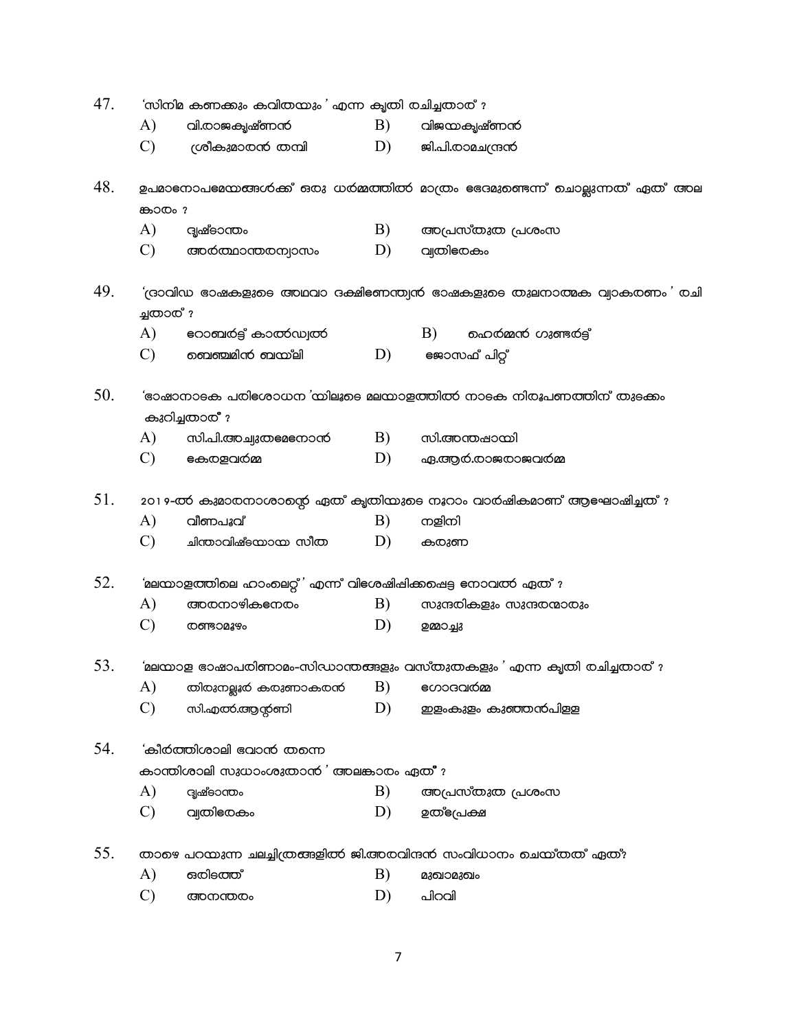47. 'സിനിമ കണക്കും കവിതയും ' എന്ന കൃതി രചിച്ചതാര് ?

A) വി.രാജകൃഷ്ണൻ

B) വിജയകൃഷ്ണൻ

C) ശ്രീകുമാരൻ തമ്പി

D) ജി.പി.രാമചന്ദ്രൻ

48. ഉപമാനോപമേയങ്ങൾക്ക് ഒരു ധർമ്മത്തിൽ മാത്രം ഭേദമുണ്ടെന്ന് ചൊല്ലുന്നത് ഏത് അലങ്കാരം ?

A) ദൃഷ്ടാന്തം

B) അപ്രസ്തുത പ്രശംസ

C) അർത്ഥാന്തരന്യാസം

D) വ്യതിരേകം

49. 'ദ്രാവിഡ ഭാഷകളുടെ അഥവാ ദക്ഷിണേന്ത്യൻ ഭാഷകളുടെ തുലനാത്മക വ്യാകരണം ' രചിച്ചതാര് ?

A) റോബർട്ട് കാൽഡ്വൽ

B) ഹെർമ്മൻ ഗുണ്ടർട്ട്

C) ബെഞ്ചമിൻ ബയ്‌ലി

D) ജോസഫ് പിറ്റ്

50. 'ഭാഷാനാടക പരിശോധന 'യിലൂടെ മലയാളത്തിൽ നാടക നിരൂപണത്തിന് തുടക്കം കുറിച്ചതാര് ?

A) സി.പി.അച്യുതമേനോൻ

B) സി.അന്തപ്പായി

C) കേരളവർമ്മ

D) എ.ആർ.രാജരാജവർമ്മ

51. 2019-ൽ കുമാരനാശാന്റെ ഏത് കൃതിയുടെ നൂറാം വാർഷികമാണ് ആഘോഷിച്ചത് ?

A) വീണപൂവ്

B) നളിനി

C) ചിന്താവിഷ്ടയായ സീത

D) കരുണ

52. 'മലയാളത്തിലെ ഹാംലെറ്റ് ' എന്ന് വിശേഷിപ്പിക്കപ്പെട്ട നോവൽ ഏത് ?

A) അരനാഴികനേരം

B) സുന്ദരികളും സുന്ദരന്മാരും

C) രണ്ടാമൂഴം

D) ഉമ്മാച്ചു

53. 'മലയാള ഭാഷാപരിണാമം-സിദ്ധാന്തങ്ങളും വസ്തുതകളും ' എന്ന കൃതി രചിച്ചതാര് ?

A) തിരുനല്ലൂർ കരുണാകരൻ

B) ഗോദവർമ്മ

C) സി.എൽ.ആന്റണി

D) ഇളംകുളം കുഞ്ഞൻപിള്ള

54. 'കീർത്തിശാലി ഭവാൻ തന്നെ
കാന്തിശാലി സുധാംശുതാൻ ' അലങ്കാരം ഏത് ?

A) ദൃഷ്ടാന്തം

B) അപ്രസ്തുത പ്രശംസ

C) വ്യതിരേകം

D) ഉത്പ്രേക്ഷ

55. താഴെ പറയുന്ന ചലച്ചിത്രങ്ങളിൽ ജി.അരവിന്ദൻ സംവിധാനം ചെയ്തത് ഏത്?

A) ഒരിടത്ത്

B) മുഖാമുഖം

C) അനന്തരം

D) പിറവി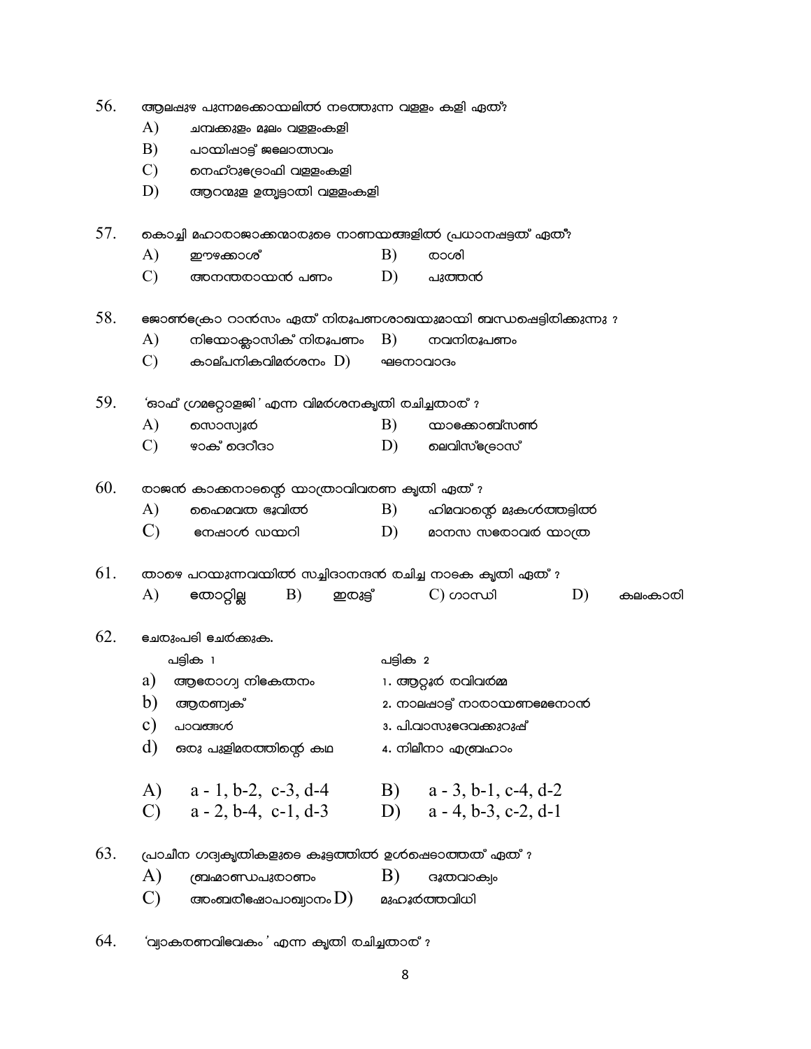56. ആലപ്പുഴ പുന്നമടക്കായലിൽ നടത്തുന്ന വള്ളം കളി ഏത്?

A) ചമ്പക്കുളം മൂലം വള്ളംകളി

B) പായിപ്പാട്ട് ജലോത്സവം

C) നെഹ്റുട്രോഫി വള്ളംകളി

D) ആറന്മുള ഉതൃട്ടാതി വള്ളംകളി

57. കൊച്ചി മഹാരാജാക്കന്മാരുടെ നാണയങ്ങളിൽ പ്രധാനപ്പെട്ടത് ഏത്?

A) ഈഴക്കാശ് B) രാശി

C) അനന്തരായൻ പണം D) പുത്തൻ

58. ജോൺക്രോ റാൻസം ഏത് നിരൂപണശാഖയുമായി ബന്ധപ്പെട്ടിരിക്കുന്നു ?

A) നിയോക്ലാസിക് നിരൂപണം B) നവനിരൂപണം

C) കാല്പനികവിമർശനം D) ഘടനാവാദം

59. 'ഓഫ് ഗ്രമറ്റോളജി' എന്ന വിമർശനകൃതി രചിച്ചതാര് ?

A) സൊസ്യൂർ B) യാക്കോബ്സൺ

C) ഴാക് ദെറീദാ D) ലെവിസ്ട്രോസ്

60. രാജൻ കാക്കനാടന്റെ യാത്രാവിവരണ കൃതി ഏത് ?

A) ഹൈമവത ഭൂവിൽ B) ഹിമവാന്റെ മുകൾത്തട്ടിൽ

C) നേപ്പാൾ ഡയറി D) മാനസ സരോവർ യാത്ര

61. താഴെ പറയുന്നവയിൽ സച്ചിദാനന്ദൻ രചിച്ച നാടക കൃതി ഏത് ?

A) തോറ്റില്ല B) ഇരുട്ട് C) ഗാന്ധി D) കലംകാരി

62. ചേരുംപടി ചേർക്കുക.

| പട്ടിക 1 | പട്ടിക 2 |
|---|---|
| a) ആരോഗ്യ നികേതനം | 1. ആറ്റൂർ രവിവർമ്മ |
| b) ആരണ്യക് | 2. നാലപ്പാട്ട് നാരായണമേനോൻ |
| c) പാവങ്ങൾ | 3. പി.വാസുദേവക്കുറുപ്പ് |
| d) ഒരു പുളിമരത്തിന്റെ കഥ | 4. നിലീനാ എബ്രഹാം |

A) a - 1, b-2, c-3, d-4 B) a - 3, b-1, c-4, d-2

C) a - 2, b-4, c-1, d-3 D) a - 4, b-3, c-2, d-1

63. പ്രാചീന ഗദ്യകൃതികളുടെ കൂട്ടത്തിൽ ഉൾപ്പെടാത്തത് ഏത് ?

A) ബ്രഹ്മാണ്ഡപുരാണം B) ദൂതവാക്യം

C) അംബരീഷോപാഖ്യാനം D) മുഹൂർത്തവിധി

64. 'വ്യാകരണവിവേകം' എന്ന കൃതി രചിച്ചതാര് ?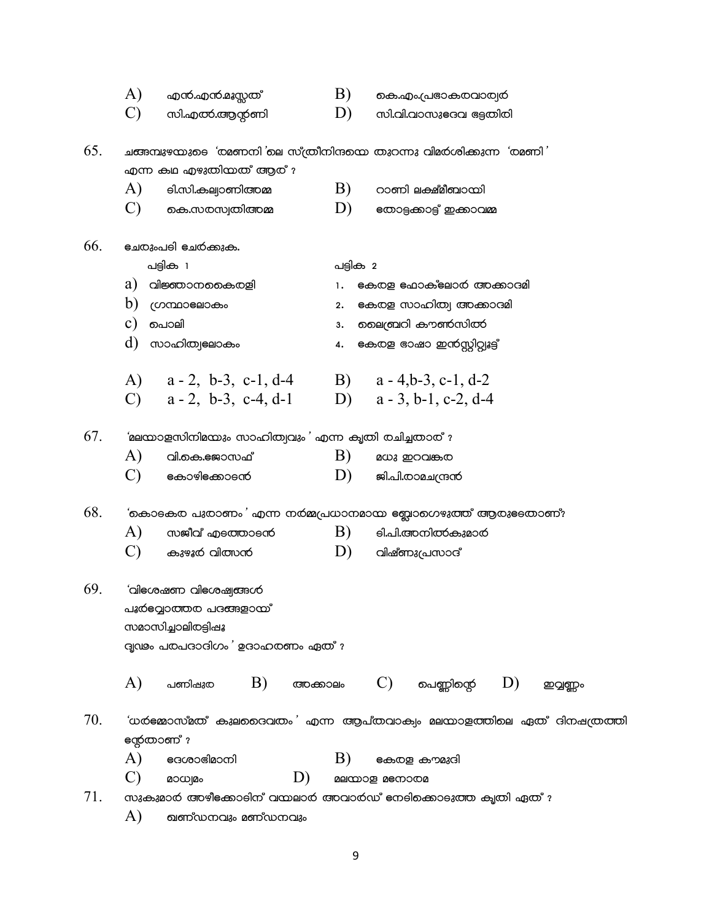A) എൻ.എൻ.മൂസ്സത്  B) കെ.എം.പ്രഭാകരവാര്യർ
C) സി.എൽ.ആന്റണി  D) സി.വി.വാസുദേവ ഭട്ടതിരി

65. ചങ്ങമ്പുഴയുടെ 'രമണനി'ലെ സ്ത്രീനിന്ദയെ തുറന്നു വിമർശിക്കുന്ന 'രമണി' എന്ന കഥ എഴുതിയത് ആര് ?

A) ടി.സി.കല്യാണിഅമ്മ  B) റാണി ലക്ഷ്മീബായി
C) കെ.സരസ്വതിഅമ്മ  D) തോട്ടക്കാട്ട് ഇക്കാവമ്മ

66. ചേരുംപടി ചേർക്കുക.

| പട്ടിക 1 | പട്ടിക 2 |
|---|---|
| a) വിജ്ഞാനകൈരളി | 1. കേരള ഫോക്‌ലോർ അക്കാദമി |
| b) ഗ്രന്ഥാലോകം | 2. കേരള സാഹിത്യ അക്കാദമി |
| c) പൊലി | 3. ലൈബ്രറി കൗൺസിൽ |
| d) സാഹിത്യലോകം | 4. കേരള ഭാഷാ ഇൻസ്റ്റിറ്റ്യൂട്ട് |

A) a - 2, b-3, c-1, d-4  B) a - 4,b-3, c-1, d-2
C) a - 2, b-3, c-4, d-1  D) a - 3, b-1, c-2, d-4

67. 'മലയാളസിനിമയും സാഹിത്യവും' എന്ന കൃതി രചിച്ചതാര് ?

A) വി.കെ.ജോസഫ്  B) മധു ഇറവങ്കര
C) കോഴിക്കോടൻ  D) ജി.പി.രാമചന്ദ്രൻ

68. 'കൊടകര പുരാണം' എന്ന നർമ്മപ്രധാനമായ ബ്ലോഗെഴുത്ത് ആരുടേതാണ്?

A) സജീവ് എടത്താടൻ  B) ടി.പി.അനിൽകുമാർ
C) കുഴൂർ വിത്സൻ  D) വിഷ്ണുപ്രസാദ്

69. 'വിശേഷണ വിശേഷ്യങ്ങൾ
പൂർവ്വോത്തര പദങ്ങളായ്
സമാസിച്ചാലിരട്ടിപ്പൂ
ദൃഢം പരപദാദിഗം' ഉദാഹരണം ഏത് ?

A) പണിഷ്കര  B) അക്കാലം  C) പെണ്ണിന്റെ  D) ഇവ്വണ്ണം

70. 'ധർമ്മോസ്മത് കുലദൈവതം' എന്ന ആപ്തവാക്യം മലയാളത്തിലെ ഏത് ദിനപത്രത്തിന്റേതാണ് ?

A) ദേശാഭിമാനി  B) കേരള കൗമുദി
C) മാധ്യമം  D) മലയാള മനോരമ

71. സുകുമാർ അഴീക്കോടിന് വയലാർ അവാർഡ് നേടിക്കൊടുത്ത കൃതി ഏത് ?

A) ഖണ്ഡനവും മണ്ഡനവും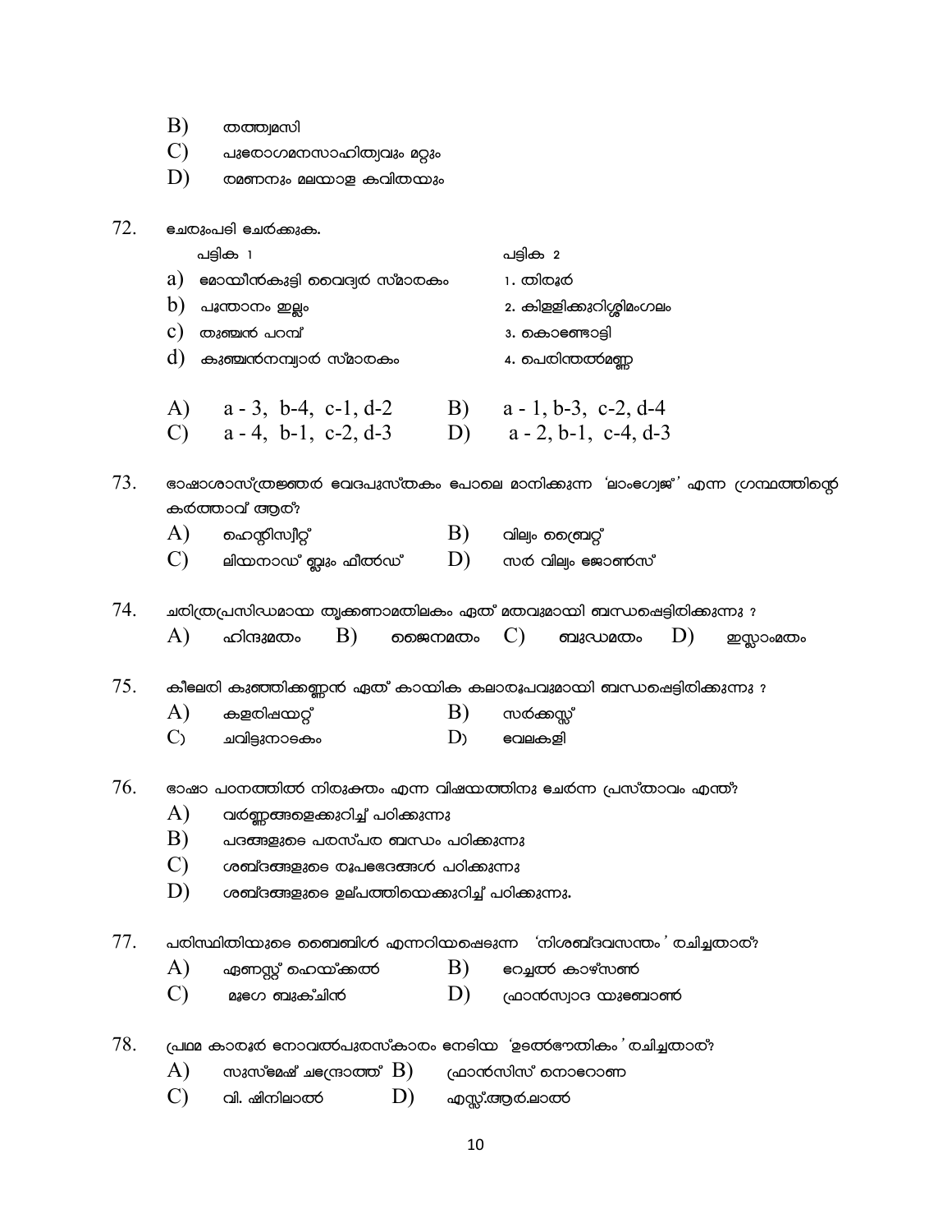B) തത്ത്വമസി

C) പുരോഗമനസാഹിത്യവും മറ്റും

D) രമണനും മലയാള കവിതയും

72. ചേരുംപടി ചേർക്കുക.

| പട്ടിക 1 | പട്ടിക 2 |
|---|---|
| a) മോയിൻകുട്ടി വൈദ്യർ സ്മാരകം | 1. തിരൂർ |
| b) പൂന്താനം ഇല്ലം | 2. കിള്ളിക്കുറിശ്ശിമംഗലം |
| c) തുഞ്ചൻ പറമ്പ് | 3. കൊണ്ടോട്ടി |
| d) കുഞ്ചൻനമ്പ്യാർ സ്മാരകം | 4. പെരിന്തൽമണ്ണ |

A) a - 3, b-4, c-1, d-2 B) a - 1, b-3, c-2, d-4

C) a - 4, b-1, c-2, d-3 D) a - 2, b-1, c-4, d-3

73. ഭാഷാശാസ്ത്രജ്ഞർ വേദപുസ്തകം പോലെ മാനിക്കുന്ന 'ലാംഗ്വേജ്' എന്ന ഗ്രന്ഥത്തിന്റെ കർത്താവ് ആര്?

A) ഹെന്റിസ്വീറ്റ് B) വില്യം ബ്രൈറ്റ്

C) ലിയനാഡ് ബ്ലൂംഫീൽഡ് D) സർ വില്യം ജോൺസ്

74. ചരിത്രപ്രസിദ്ധമായ തൃക്കണാമതിലകം ഏത് മതവുമായി ബന്ധപ്പെട്ടിരിക്കുന്നു ?

A) ഹിന്ദുമതം B) ജൈനമതം C) ബുദ്ധമതം D) ഇസ്ലാംമതം

75. കീലേരി കുഞ്ഞിക്കണ്ണൻ ഏത് കായിക കലാരൂപവുമായി ബന്ധപ്പെട്ടിരിക്കുന്നു ?

A) കളരിപ്പയറ്റ് B) സർക്കസ്സ്

C) ചവിട്ടുനാടകം D) വേലകളി

76. ഭാഷാ പഠനത്തിൽ നിരുക്തം എന്ന വിഷയത്തിനു ചേർന്ന പ്രസ്താവം എന്ത്?

A) വർണ്ണങ്ങളെക്കുറിച്ച് പഠിക്കുന്നു

B) പദങ്ങളുടെ പരസ്പര ബന്ധം പഠിക്കുന്നു

C) ശബ്ദങ്ങളുടെ രൂപഭേദങ്ങൾ പഠിക്കുന്നു

D) ശബ്ദങ്ങളുടെ ഉല്പത്തിയെക്കുറിച്ച് പഠിക്കുന്നു.

77. പരിസ്ഥിതിയുടെ ബൈബിൾ എന്നറിയപ്പെടുന്ന 'നിശബ്ദവസന്തം' രചിച്ചതാര്?

A) ഏണസ്റ്റ് ഹെയ്ക്കൽ B) റേച്ചൽ കാഴ്സൺ

C) മുറേ ബുക്ചിൻ D) ഫ്രാൻസ്വാദ യുബോൺ

78. പ്രഥമ കാരൂർ നോവൽപുരസ്കാരം നേടിയ 'ഉടൽഭൗതികം' രചിച്ചതാര്?

A) സുസ്മേഷ് ചന്ദ്രോത്ത് B) ഫ്രാൻസിസ് നൊറോണ

C) വി. ഷിനിലാൽ D) എസ്സ്.ആർ.ലാൽ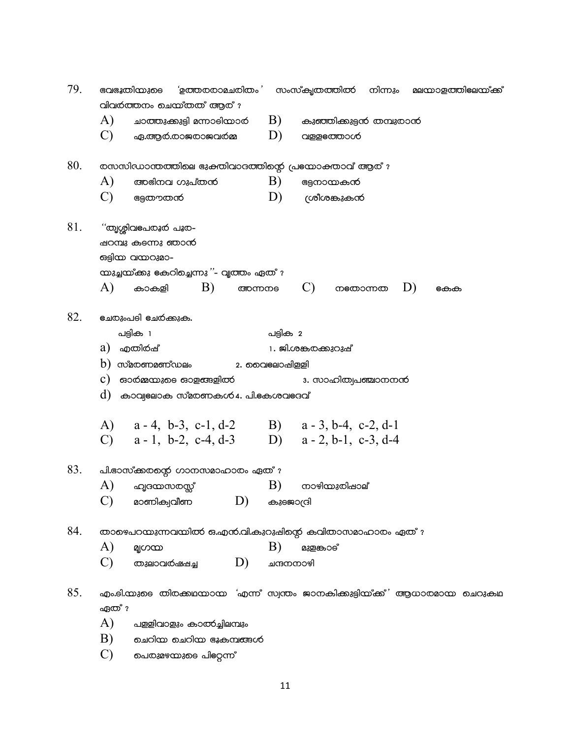79. ഭവഭൂതിയുടെ 'ഉത്തരരാമചരിതം' സംസ്കൃതത്തിൽ നിന്നും മലയാളത്തിലേയ്ക്ക് വിവർത്തനം ചെയ്തത് ആര് ?

A) ചാത്തുക്കുട്ടി മന്നാടിയാർ  B) കുഞ്ഞിക്കുട്ടൻ തമ്പുരാൻ
C) ഏ.ആർ.രാജരാജവർമ്മ  D) വള്ളത്തോൾ

80. രസസിദ്ധാന്തത്തിലെ ഭുക്തിവാദത്തിന്റെ പ്രയോക്താവ് ആര് ?

A) അഭിനവ ഗുപ്തൻ  B) ഭട്ടനായകൻ
C) ഭട്ടതൗതൻ  D) ശ്രീശങ്കുകൻ

81. "തൃശ്ശിവപേരൂർ പൂര-
പ്പറമ്പു കടന്നു ഞാൻ
ഒട്ടിയ വയറുമാ-
യുച്ചയ്ക്കു കേറിച്ചെന്നു "- വൃത്തം ഏത് ?

A) കാകളി  B) അന്നനട  C) നതോന്നത  D) കേക

82. ചേരുംപടി ചേർക്കുക.

| പട്ടിക 1 | പട്ടിക 2 |
|---|---|
| a) എതിർപ്പ് | 1. ജി.ശങ്കരക്കുറുപ്പ് |
| b) സ്മരണമണ്ഡലം | 2. വൈലോപ്പിള്ളി |
| c) ഓർമ്മയുടെ ഓളങ്ങളിൽ | 3. സാഹിത്യപഞ്ചാനനൻ |
| d) കാവ്യലോക സ്മരണകൾ | 4. പി.കേശവദേവ് |

A) a - 4, b-3, c-1, d-2  B) a - 3, b-4, c-2, d-1
C) a - 1, b-2, c-4, d-3  D) a - 2, b-1, c-3, d-4

83. പി.ഭാസ്ക്കരന്റെ ഗാനസമാഹാരം ഏത് ?

A) ഹൃദയസരസ്സ്  B) നാഴിയുരിപ്പാല്
C) മാണിക്യവീണ  D) കുടജാദ്രി

84. താഴെപറയുന്നവയിൽ ഒ.എൻ.വി.കുറുപ്പിന്റെ കവിതാസമാഹാരം ഏത് ?

A) മൃഗയ  B) മുളങ്കാട്
C) തുലാവർഷപ്പച്ച  D) ചന്ദനനാഴി

85. എം.ടി.യുടെ തിരക്കഥയായ 'എന്ന് സ്വന്തം ജാനകിക്കുട്ടിയ്ക്ക്' ആധാരമായ ചെറുകഥ ഏത് ?

A) പള്ളിവാളും കാൽച്ചിലമ്പും
B) ചെറിയ ചെറിയ ഭൂകമ്പങ്ങൾ
C) പെരുമഴയുടെ പിറ്റേന്ന്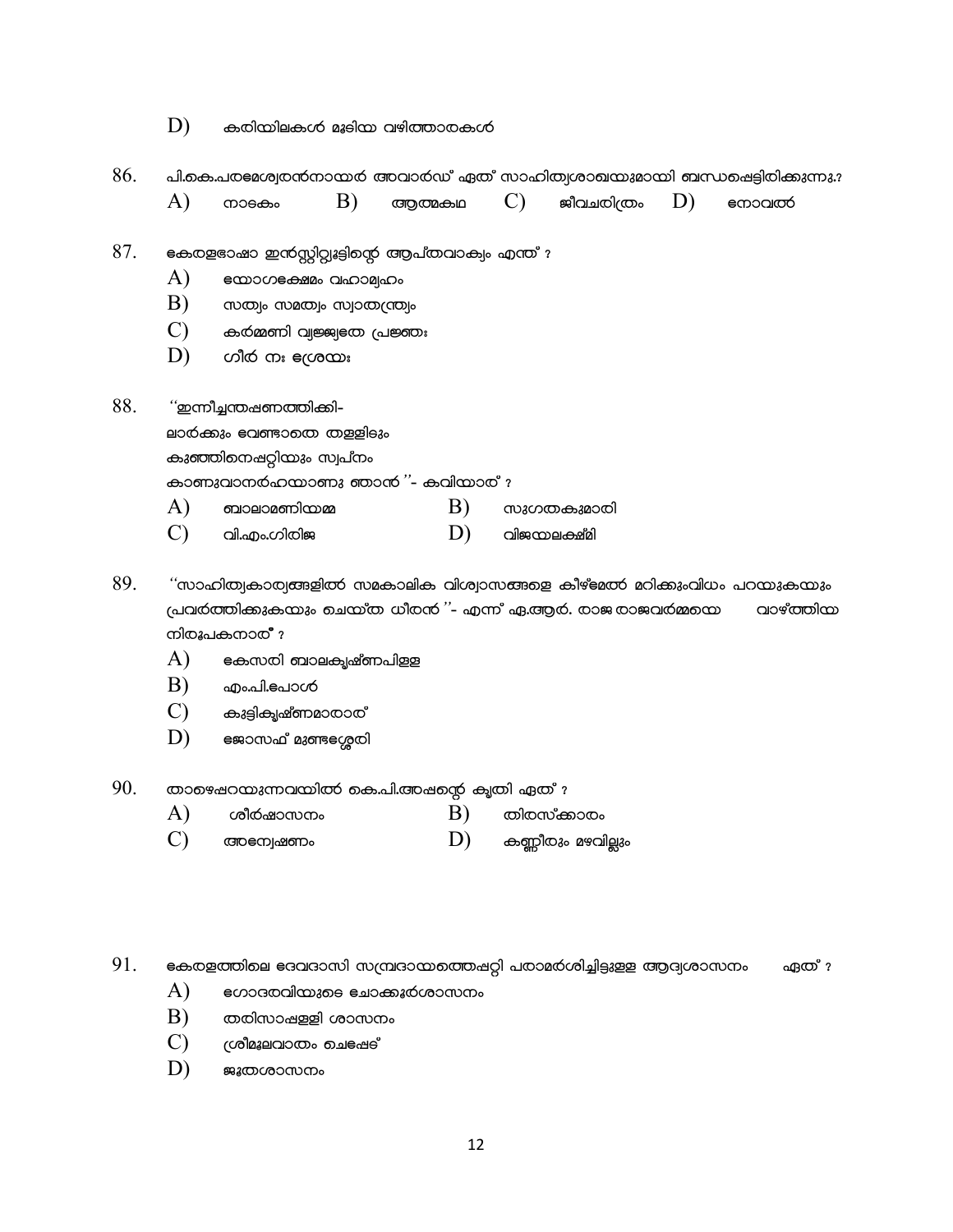D) കരിയിലകൾ മൂടിയ വഴിത്താരകൾ

86. പി.കെ.പരമേശ്വരൻനായർ അവാർഡ് ഏത് സാഹിത്യശാഖയുമായി ബന്ധപ്പെട്ടിരിക്കുന്നു.?

A) നാടകം B) ആത്മകഥ C) ജീവചരിത്രം D) നോവൽ

87. കേരളഭാഷാ ഇൻസ്റ്റിറ്റ്യൂട്ടിന്റെ ആപ്തവാക്യം എന്ത് ?

A) യോഗക്ഷേമം വഹാമ്യഹം
B) സത്യം സമത്വം സ്വാതന്ത്ര്യം
C) കർമ്മണി വ്യജ്യതേ പ്രജ്ഞഃ
D) ഗീർ നഃ ശ്രേയഃ

88. ''ഇന്നീച്ചന്തപ്പണത്തിക്കി-
ലാർക്കും വേണ്ടാതെ തള്ളിടും
കുഞ്ഞിനെപ്പറ്റിയും സ്വപ്നം
കാണുവാനർഹയാണു ഞാൻ ''- കവിയാര് ?

A) ബാലാമണിയമ്മ
B) സുഗതകുമാരി
C) വി.എം.ഗിരിജ
D) വിജയലക്ഷ്മി

89. ''സാഹിത്യകാര്യങ്ങളിൽ സമകാലിക വിശ്വാസങ്ങളെ കീഴ്മേൽ മറിക്കുംവിധം പറയുകയും പ്രവർത്തിക്കുകയും ചെയ്ത ധീരൻ ''- എന്ന് എ.ആർ. രാജ രാജവർമ്മയെ വാഴ്ത്തിയ നിരൂപകനാര് ?

A) കേസരി ബാലകൃഷ്ണപിള്ള
B) എം.പി.പോൾ
C) കുട്ടികൃഷ്ണമാരാര്
D) ജോസഫ് മുണ്ടശ്ശേരി

90. താഴെപ്പറയുന്നവയിൽ കെ.പി.അപ്പന്റെ കൃതി ഏത് ?

A) ശീർഷാസനം
B) തിരസ്ക്കാരം
C) അന്വേഷണം
D) കണ്ണീരും മഴവില്ലും

91. കേരളത്തിലെ ദേവദാസി സമ്പ്രദായത്തെപ്പറ്റി പരാമർശിച്ചിട്ടുള്ള ആദ്യശാസനം ഏത് ?

A) ഗോദരവിയുടെ ചോക്കൂർശാസനം
B) തരിസാപ്പള്ളി ശാസനം
C) ശ്രീമൂലവാതം ചെപ്പേട്
D) ജൂതശാസനം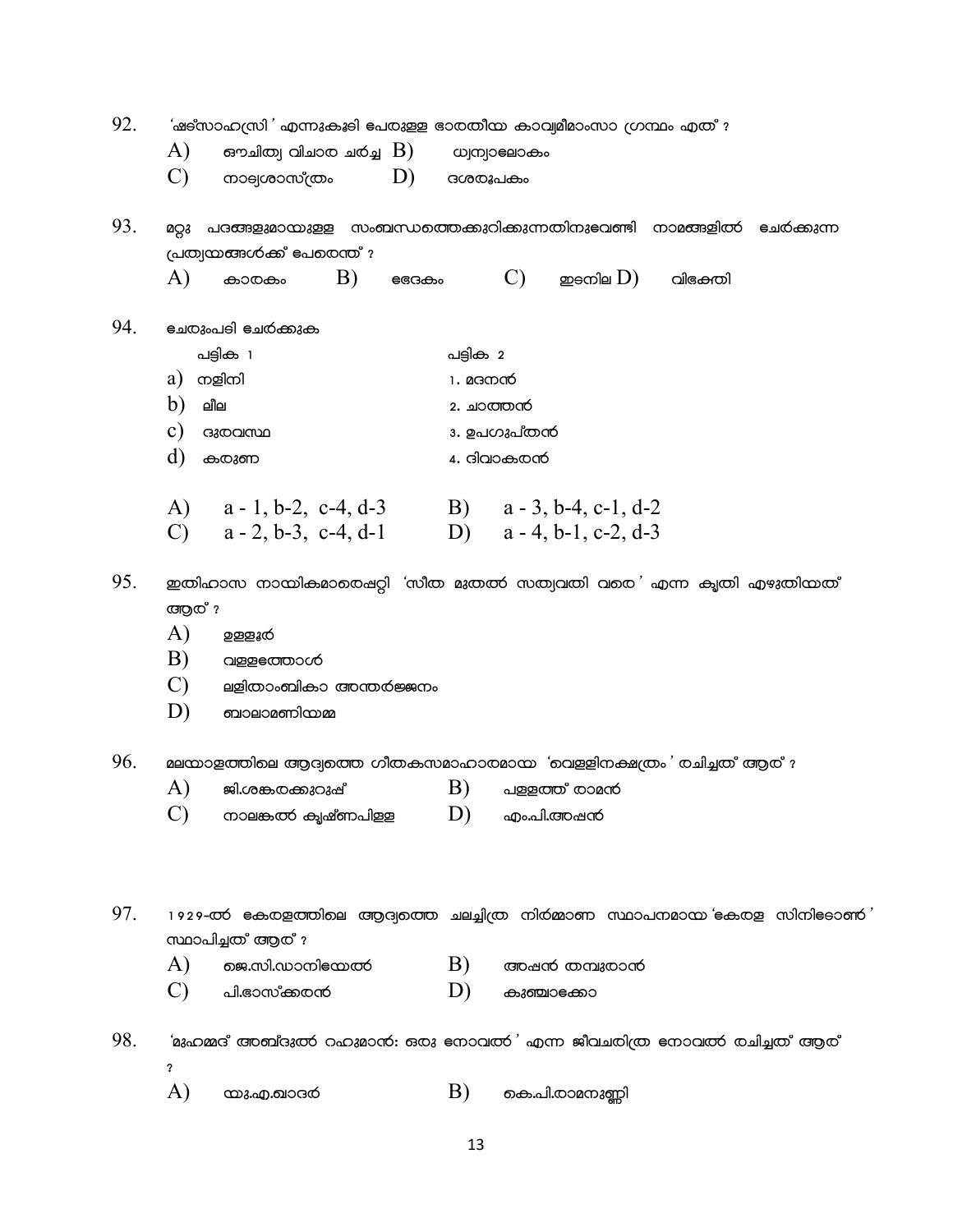92. 'ഷട്സാഹസ്രി ' എന്നുകൂടി പേരുള്ള ഭാരതീയ കാവ്യമീമാംസാ ഗ്രന്ഥം എത് ?

A) ഔചിത്യ വിചാര ചർച്ച
B) ധ്വന്യാലോകം
C) നാട്യശാസ്ത്രം
D) ദശരൂപകം

93. മറ്റു പദങ്ങളുമായുള്ള സംബന്ധത്തെക്കുറിക്കുന്നതിനുവേണ്ടി നാമങ്ങളിൽ ചേർക്കുന്ന പ്രത്യയങ്ങൾക്ക് പേരെന്ത് ?

A) കാരകം
B) ഭേദകം
C) ഇടനില
D) വിഭക്തി

94. ചേരുംപടി ചേർക്കുക

| പട്ടിക 1 | പട്ടിക 2 |
|---|---|
| a) നളിനി | 1. മദനൻ |
| b) ലീല | 2. ചാത്തൻ |
| c) ദുരവസ്ഥ | 3. ഉപഗുപ്തൻ |
| d) കരുണ | 4. ദിവാകരൻ |

A) a - 1, b-2, c-4, d-3
B) a - 3, b-4, c-1, d-2
C) a - 2, b-3, c-4, d-1
D) a - 4, b-1, c-2, d-3

95. ഇതിഹാസ നായികമാരെപ്പറ്റി 'സീത മുതൽ സത്യവതി വരെ ' എന്ന കൃതി എഴുതിയത് ആര് ?

A) ഉള്ളൂർ
B) വള്ളത്തോൾ
C) ലളിതാംബികാ അന്തർജ്ജനം
D) ബാലാമണിയമ്മ

96. മലയാളത്തിലെ ആദ്യത്തെ ഗീതകസമാഹാരമായ 'വെള്ളിനക്ഷത്രം ' രചിച്ചത് ആര് ?

A) ജി.ശങ്കരക്കുറുപ്പ്
B) പള്ളത്ത് രാമൻ
C) നാലങ്കൽ കൃഷ്ണപിള്ള
D) എം.പി.അപ്പൻ

97. 1929-ൽ കേരളത്തിലെ ആദ്യത്തെ ചലച്ചിത്ര നിർമ്മാണ സ്ഥാപനമായ 'കേരള സിനിടോൺ ' സ്ഥാപിച്ചത് ആര് ?

A) ജെ.സി.ഡാനിയേൽ
B) അപ്പൻ തമ്പുരാൻ
C) പി.ഭാസ്ക്കരൻ
D) കുഞ്ചാക്കോ

98. 'മുഹമ്മദ് അബ്ദുൽ റഹുമാൻ: ഒരു നോവൽ ' എന്ന ജീവചരിത്ര നോവൽ രചിച്ചത് ആര് ?

A) യു.എ.ഖാദർ
B) കെ.പി.രാമനുണ്ണി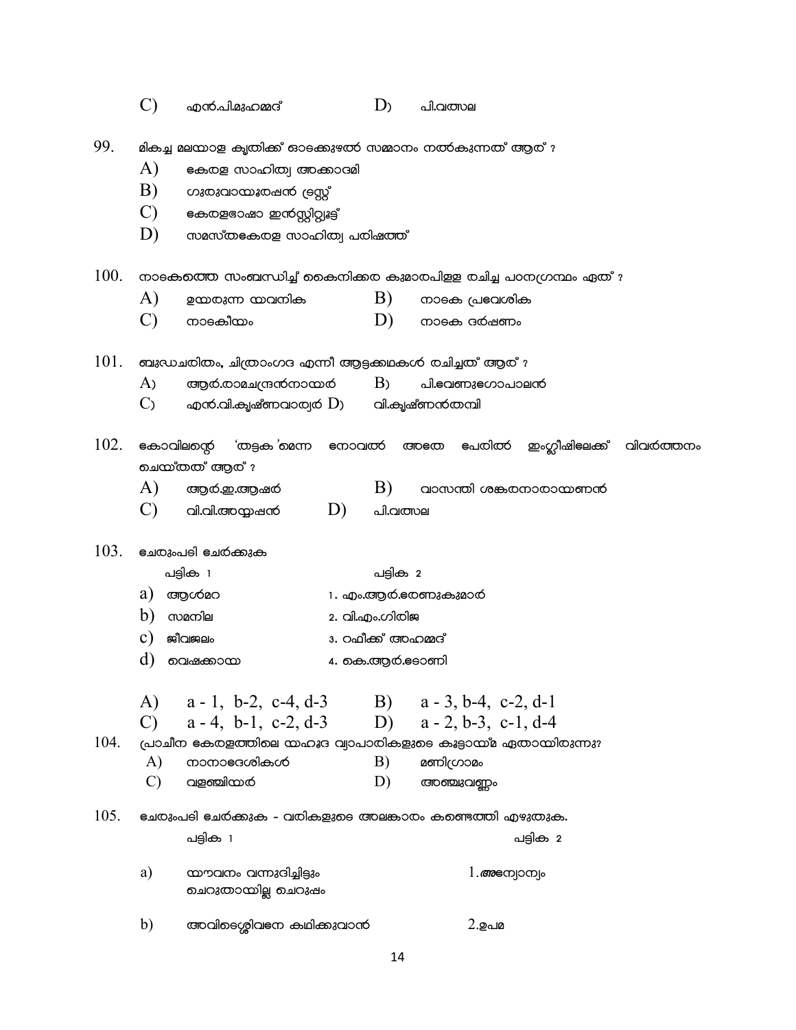C) എൻ.പി.മുഹമ്മദ് D) പി.വത്സല

99. മികച്ച മലയാള കൃതിക്ക് ഓടക്കുഴൽ സമ്മാനം നൽകുന്നത് ആര് ?
   A) കേരള സാഹിത്യ അക്കാദമി
   B) ഗുരുവായൂരപ്പൻ ട്രസ്റ്റ്
   C) കേരളഭാഷാ ഇൻസ്റ്റിറ്റ്യൂട്ട്
   D) സമസ്തകേരള സാഹിത്യ പരിഷത്ത്

100. നാടകത്തെ സംബന്ധിച്ച് കൈനിക്കര കുമാരപിള്ള രചിച്ച പഠനഗ്രന്ഥം ഏത് ?
   A) ഉയരുന്ന യവനിക B) നാടക പ്രവേശിക
   C) നാടകീയം D) നാടക ദർഷണം

101. ബുദ്ധചരിതം, ചിത്രാംഗദ എന്നീ ആട്ടക്കഥകൾ രചിച്ചത് ആര് ?
   A) ആർ.രാമചന്ദ്രൻനായർ B) പി.വേണുഗോപാലൻ
   C) എൻ.വി.കൃഷ്ണവാര്യർ D) വി.കൃഷ്ണൻതമ്പി

102. കോവിലന്റെ 'തട്ടക'മെന്ന നോവൽ അതേ പേരിൽ ഇംഗ്ലീഷിലേക്ക് വിവർത്തനം ചെയ്തത് ആര് ?
   A) ആർ.ഇ.ആഷർ B) വാസന്തി ശങ്കരനാരായണൻ
   C) വി.വി.അയ്യപ്പൻ D) പി.വത്സല

103. ചേരുംപടി ചേർക്കുക

| പട്ടിക 1 | പട്ടിക 2 |
|---|---|
| a) ആൾമറ | 1. എം.ആർ.രേണുകുമാർ |
| b) സമനില | 2. വി.എം.ഗിരിജ |
| c) ജീവജലം | 3. റഫീക്ക് അഹമ്മദ് |
| d) വെഷക്കായ | 4. കെ.ആർ.ടോണി |

   A) a - 1, b-2, c-4, d-3 B) a - 3, b-4, c-2, d-1
   C) a - 4, b-1, c-2, d-3 D) a - 2, b-3, c-1, d-4

104. പ്രാചീന കേരളത്തിലെ യഹൂദ വ്യാപാരികളുടെ കൂട്ടായ്മ ഏതായിരുന്നു?
   A) നാനാദേശികൾ B) മണിഗ്രാമം
   C) വളഞ്ചിയർ D) അഞ്ചുവണ്ണം

105. ചേരുംപടി ചേർക്കുക - വരികളുടെ അലങ്കാരം കണ്ടെത്തി എഴുതുക.

| പട്ടിക 1 | പട്ടിക 2 |
|---|---|
| a) യൗവനം വന്നുദിച്ചിട്ടും ചെറുതായില്ല ചെറുപ്പം | 1.അന്യോന്യം |
| b) അവിടെശ്ശിവനേ കഥിക്കുവാൻ | 2.ഉപമ |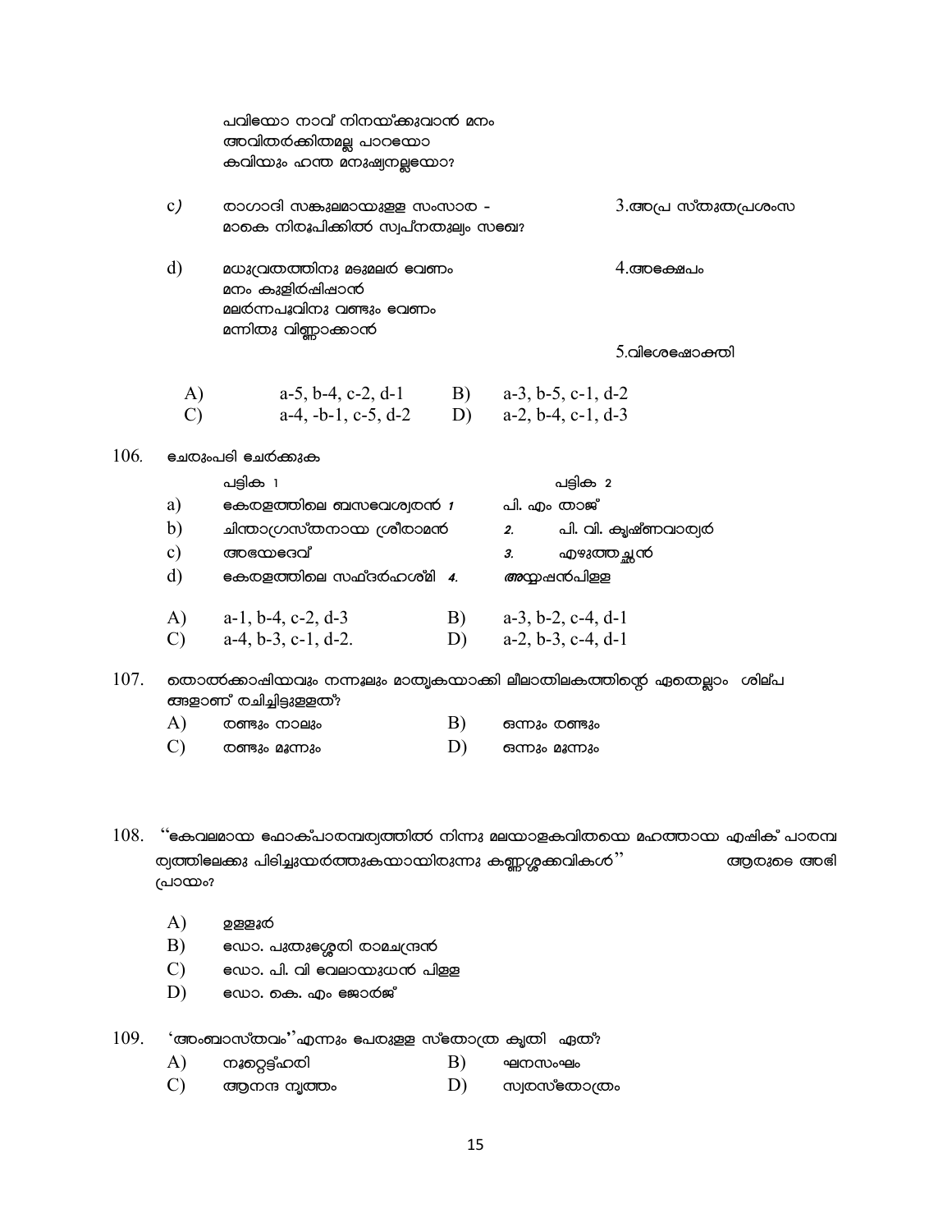പവിയോ നാവ് നിനയ്ക്കുവാൻ മനം
അവിതർക്കിതമല്ല പാറയോ
കവിയും ഹന്ത മനുഷ്യനല്ലയോ?

c) രാഗാദി സങ്കുലമായുള്ള സംസാര -
മാകെ നിരൂപിക്കിൽ സ്വപ്നതുല്യം സഖേ? — 3.അപ്ര സ്തുതപ്രശംസ

d) മധുവ്രതത്തിനു മദുമലർ വേണം
മനം കുളിർപ്പിഷാൻ
മലർന്നപൂവിനു വണ്ടും വേണം
മന്നിതു വിണ്ണാക്കാൻ — 4.അക്ഷേപം

5.വിശേഷോക്തി

| | | | |
|---|---|---|---|
| A) | a-5, b-4, c-2, d-1 | B) | a-3, b-5, c-1, d-2 |
| C) | a-4, -b-1, c-5, d-2 | D) | a-2, b-4, c-1, d-3 |

106. ചേരുംപടി ചേർക്കുക

| | പട്ടിക 1 | | പട്ടിക 2 |
|---|---|---|---|
| a) | കേരളത്തിലെ ബസവേശ്വരൻ | 1 | പി. എം. താജ് |
| b) | ചിന്താഗ്രസ്തനായ ശ്രീരാമൻ | 2. | പി. വി. കൃഷ്ണവാര്യർ |
| c) | അഭയദേവ് | 3. | എഴുത്തച്ഛൻ |
| d) | കേരളത്തിലെ സഫ്ദർഹശ്മി | 4. | അയ്യപ്പൻപിള്ള |

| | | | |
|---|---|---|---|
| A) | a-1, b-4, c-2, d-3 | B) | a-3, b-2, c-4, d-1 |
| C) | a-4, b-3, c-1, d-2. | D) | a-2, b-3, c-4, d-1 |

107. തൊൽക്കാപ്പിയവും നന്നൂലും മാതൃകയാക്കി ലീലാതിലകത്തിന്റെ ഏതെല്ലാം ശില്പങ്ങളാണ് രചിച്ചിട്ടുള്ളത്?

| | | | |
|---|---|---|---|
| A) | രണ്ടും നാലും | B) | ഒന്നും രണ്ടും |
| C) | രണ്ടും മൂന്നും | D) | ഒന്നും മൂന്നും |

108. "കേവലമായ ഫോക്പാരമ്പര്യത്തിൽ നിന്നു മലയാളകവിതയെ മഹത്തായ എപ്പിക് പാരമ്പര്യത്തിലേക്കു പിടിച്ചുയർത്തുകയായിരുന്നു കണ്ണശ്ശക്കവികൾ" ആരുടെ അഭിപ്രായം?

A) ഉള്ളൂർ

B) ഡോ. പുതുശ്ശേരി രാമചന്ദ്രൻ

C) ഡോ. പി. വി വേലായുധൻ പിള്ള

D) ഡോ. കെ. എം ജോർജ്ജ്

109. 'അംബാസ്തവം'' എന്നും പേരുള്ള സ്തോത്ര കൃതി ഏത്?

| | | | |
|---|---|---|---|
| A) | നൂറ്റെട്ട്ഹരി | B) | ഘനസംഘം |
| C) | ആനന്ദ നൃത്തം | D) | സ്വരസ്തോത്രം |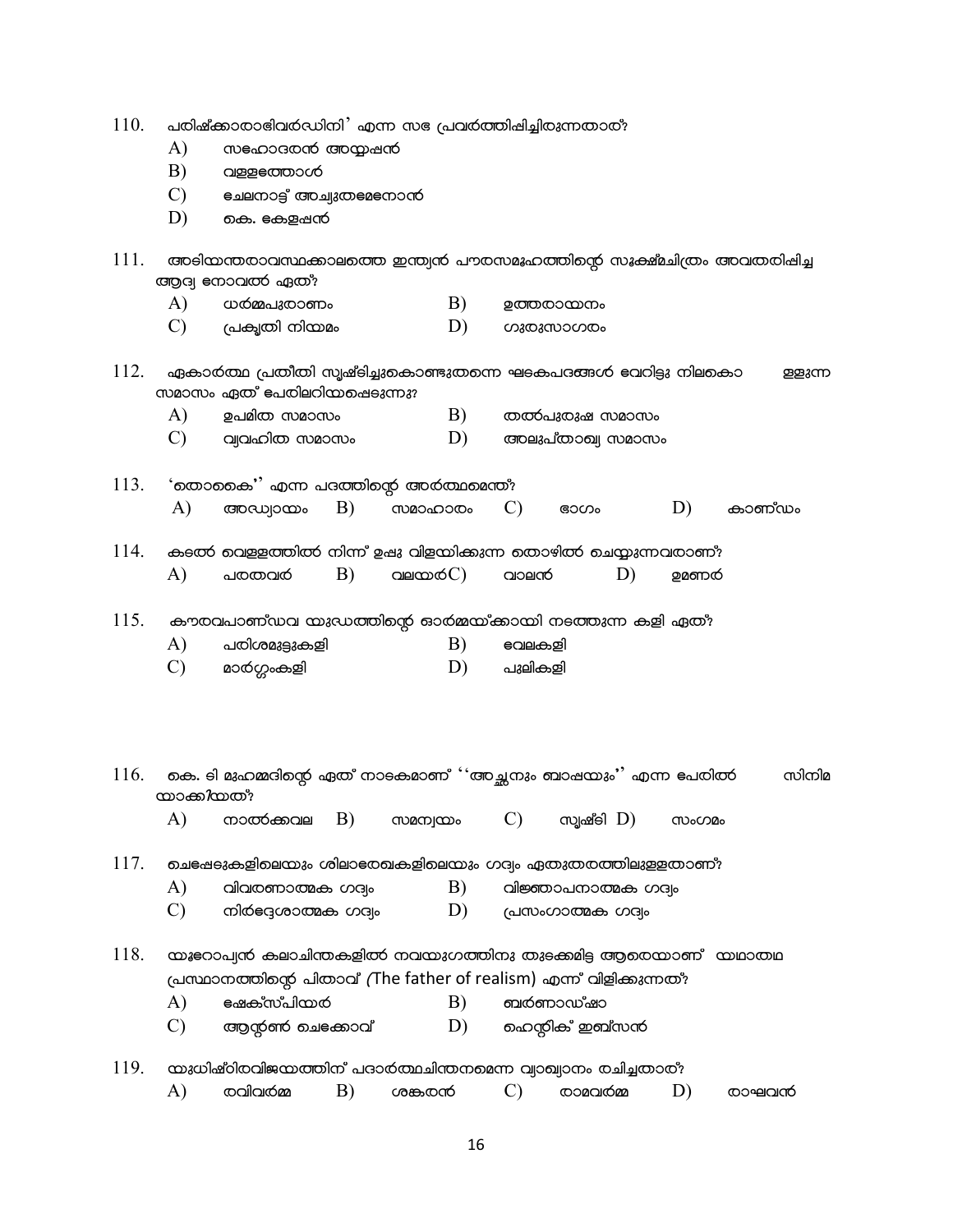110. പരിഷ്ക്കാരാഭിവർദ്ധിനി' എന്ന സഭ പ്രവർത്തിപ്പിച്ചിരുന്നതാര്?

A) സഹോദരൻ അയ്യപ്പൻ
B) വള്ളത്തോൾ
C) ചേലനാട്ട് അച്യുതമേനോൻ
D) കെ. കേളപ്പൻ

111. അടിയന്തരാവസ്ഥക്കാലത്തെ ഇന്ത്യൻ പൗരസമൂഹത്തിന്റെ സൂക്ഷ്മചിത്രം അവതരിപ്പിച്ച ആദ്യ നോവൽ ഏത്?

A) ധർമ്മപുരാണം
B) ഉത്തരായനം
C) പ്രകൃതി നിയമം
D) ഗുരുസാഗരം

112. ഏകാർത്ഥ പ്രതീതി സൃഷ്ടിച്ചുകൊണ്ടുതന്നെ ഘടകപദങ്ങൾ വേറിട്ടു നിലകൊള്ളുന്ന സമാസം ഏത് പേരിലറിയപ്പെടുന്നു?

A) ഉപമിത സമാസം
B) തൽപുരുഷ സമാസം
C) വ്യവഹിത സമാസം
D) അലുപ്താഖ്യ സമാസം

113. 'തൊകൈ'' എന്ന പദത്തിന്റെ അർത്ഥമെന്ത്?

A) അദ്ധ്യായം
B) സമാഹാരം
C) ഭാഗം
D) കാണ്ഡം

114. കടൽ വെള്ളത്തിൽ നിന്ന് ഉപ്പു വിളയിക്കുന്ന തൊഴിൽ ചെയ്യുന്നവരാണ്?

A) പരതവർ
B) വലയർ
C) വാലൻ
D) ഉമണർ

115. കൗരവപാണ്ഡവ യുദ്ധത്തിന്റെ ഓർമ്മയ്ക്കായി നടത്തുന്ന കളി ഏത്?

A) പരിശമുട്ടുകളി
B) വേലകളി
C) മാർഗ്ഗംകളി
D) പുലികളി

116. കെ. ടി മുഹമ്മദിന്റെ ഏത് നാടകമാണ് ''അച്ഛനും ബാപ്പയും'' എന്ന പേരിൽ സിനിമയാക്കിയത്?

A) നാൽക്കവല
B) സമന്വയം
C) സൃഷ്ടി
D) സംഗമം

117. ചെപ്പേടുകളിലെയും ശിലാരേഖകളിലെയും ഗദ്യം ഏതുതരത്തിലുള്ളതാണ്?

A) വിവരണാത്മക ഗദ്യം
B) വിജ്ഞാപനാത്മക ഗദ്യം
C) നിർദ്ദേശാത്മക ഗദ്യം
D) പ്രസംഗാത്മക ഗദ്യം

118. യൂറോപ്യൻ കലാചിന്തകളിൽ നവയുഗത്തിനു തുടക്കമിട്ട ആരെയാണ് യഥാതഥ പ്രസ്ഥാനത്തിന്റെ പിതാവ് (The father of realism) എന്ന് വിളിക്കുന്നത്?

A) ഷേക്സ്പിയർ
B) ബർണാഡ്ഷാ
C) ആന്റൺ ചെക്കോവ്
D) ഹെന്റിക് ഇബ്സൻ

119. യുധിഷ്ഠിരവിജയത്തിന് പദാർത്ഥചിന്തനമെന്ന വ്യാഖ്യാനം രചിച്ചതാര്?

A) രവിവർമ്മ
B) ശങ്കരൻ
C) രാമവർമ്മ
D) രാഘവൻ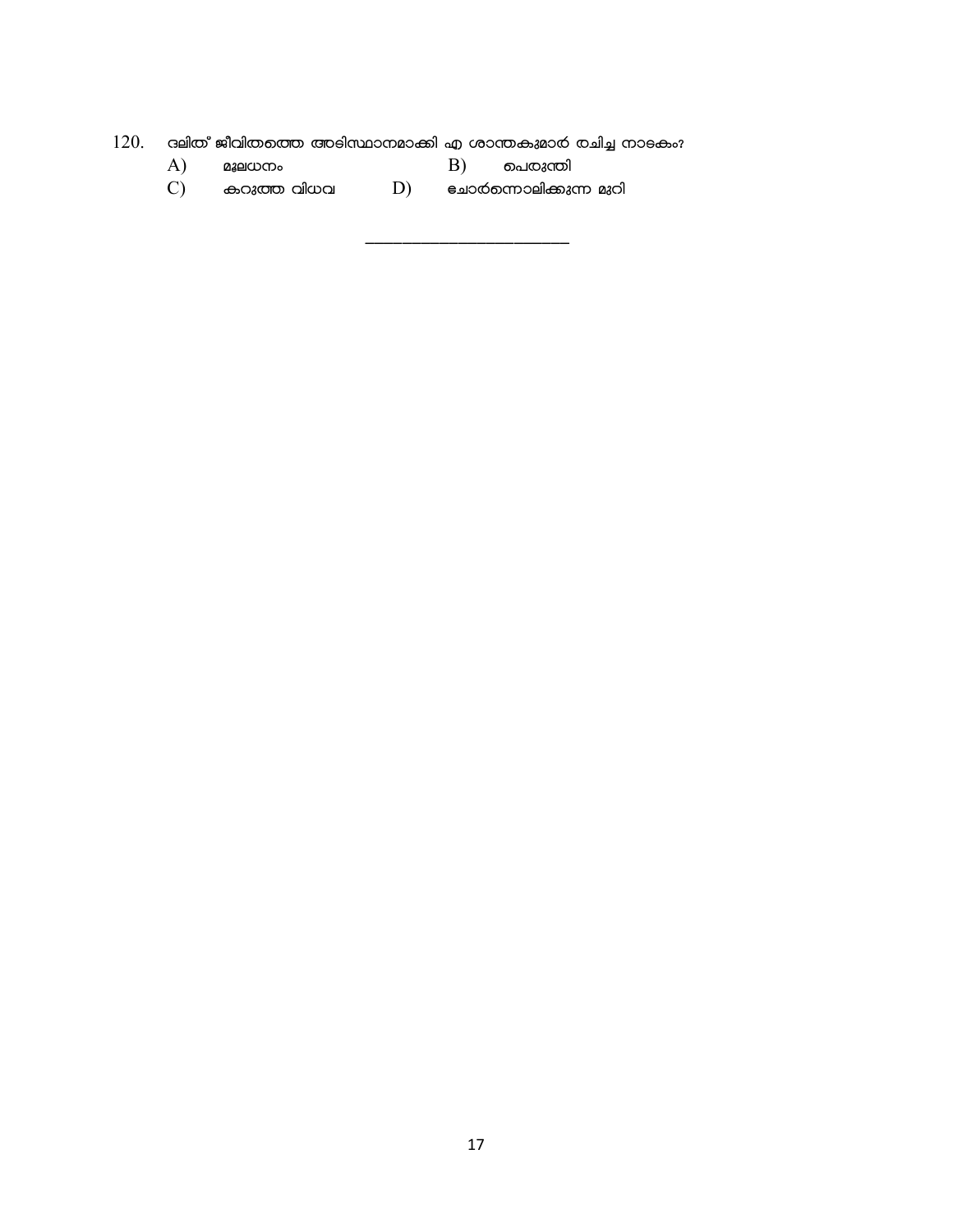120. ദലിത് ജീവിതത്തെ അടിസ്ഥാനമാക്കി എ ശാന്തകുമാർ രചിച്ച നാടകം?

A) മൂലധനം B) പെരുന്തി

C) കറുത്ത വിധവ D) ചോർന്നൊലിക്കുന്ന മുറി

———————————